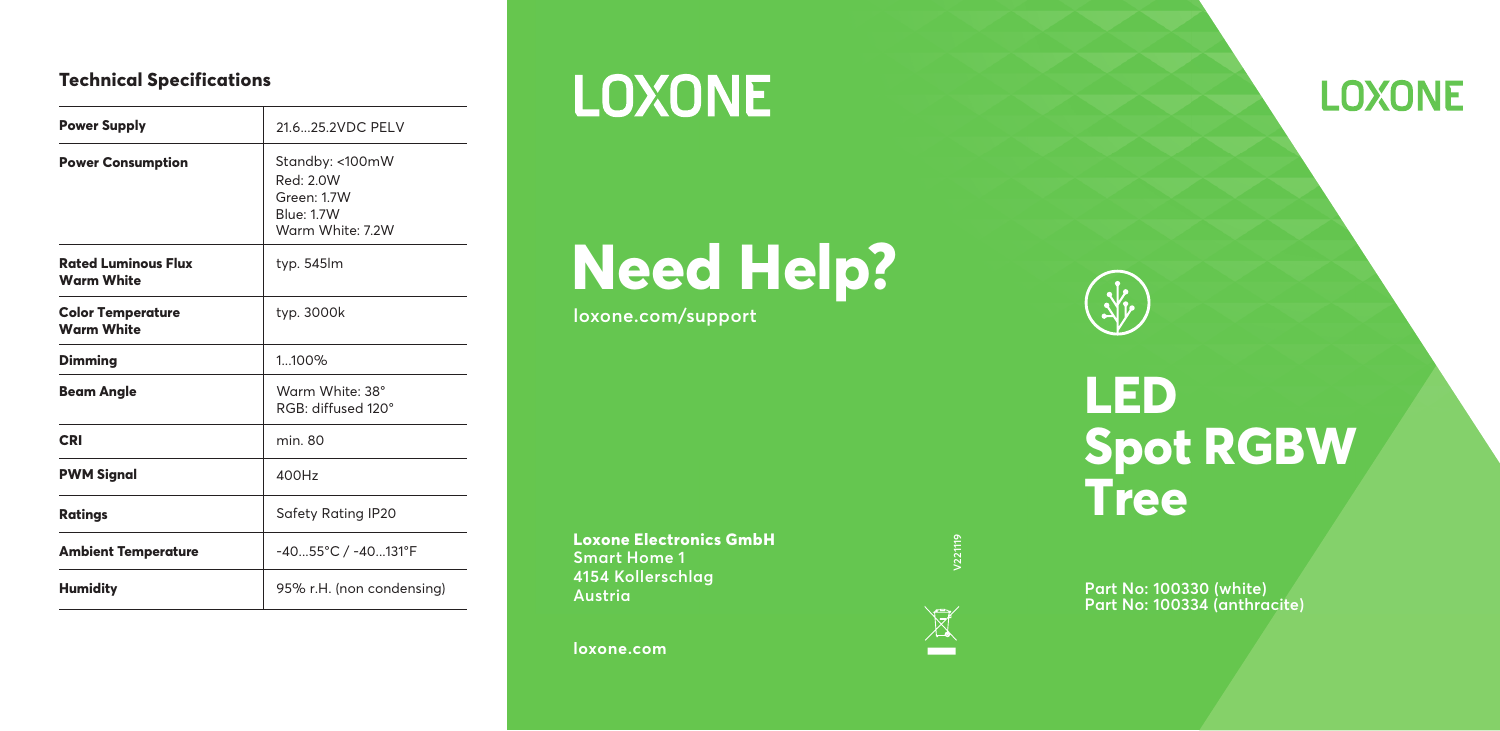## Technical Specifications

| | |
|---|---|
| **Power Supply** | 21.6...25.2VDC PELV |
| **Power Consumption** | Standby: <100mW<br>Red: 2.0W<br>Green: 1.7W<br>Blue: 1.7W<br>Warm White: 7.2W |
| **Rated Luminous Flux Warm White** | typ. 545lm |
| **Color Temperature Warm White** | typ. 3000k |
| **Dimming** | 1...100% |
| **Beam Angle** | Warm White: 38°<br>RGB: diffused 120° |
| **CRI** | min. 80 |
| **PWM Signal** | 400Hz |
| **Ratings** | Safety Rating IP20 |
| **Ambient Temperature** | -40...55°C / -40...131°F |
| **Humidity** | 95% r.H. (non condensing) |

LOXONE

# Need Help?

**loxone.com/support**

**Loxone Electronics GmbH**
Smart Home 1
4154 Kollerschlag
Austria

loxone.com

V221119

LOXONE

# LED Spot RGBW Tree

**Part No: 100330 (white)**
**Part No: 100334 (anthracite)**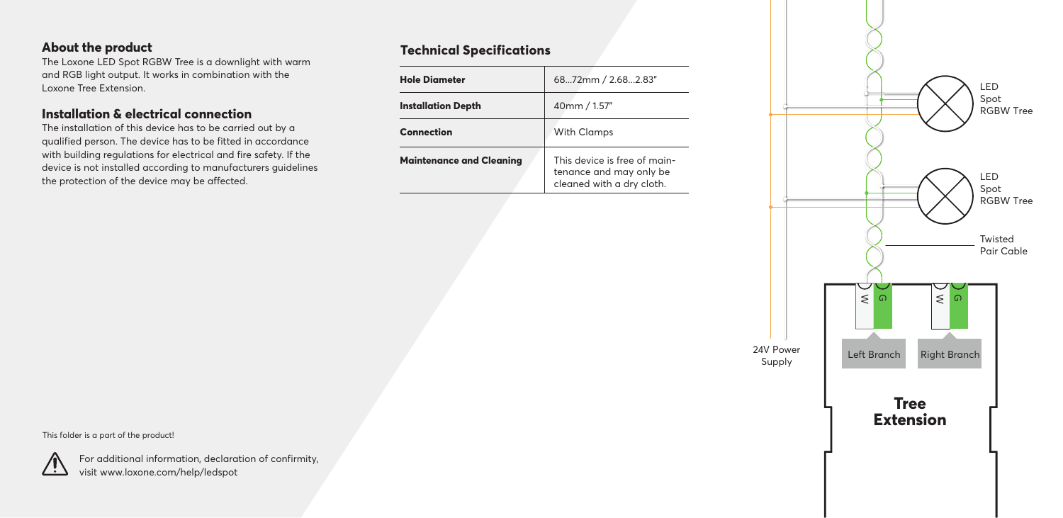## About the product

The Loxone LED Spot RGBW Tree is a downlight with warm and RGB light output. It works in combination with the Loxone Tree Extension.

## Installation & electrical connection

The installation of this device has to be carried out by a qualified person. The device has to be fitted in accordance with building regulations for electrical and fire safety. If the device is not installed according to manufacturers guidelines the protection of the device may be affected.

This folder is a part of the product!

For additional information, declaration of confirmity, visit www.loxone.com/help/ledspot

## Technical Specifications

| | |
|---|---|
| **Hole Diameter** | 68...72mm / 2.68...2.83" |
| **Installation Depth** | 40mm / 1.57" |
| **Connection** | With Clamps |
| **Maintenance and Cleaning** | This device is free of maintenance and may only be cleaned with a dry cloth. |

LED Spot RGBW Tree

LED Spot RGBW Tree

Twisted Pair Cable

24V Power Supply

W G W G

Left Branch

Right Branch

Tree Extension